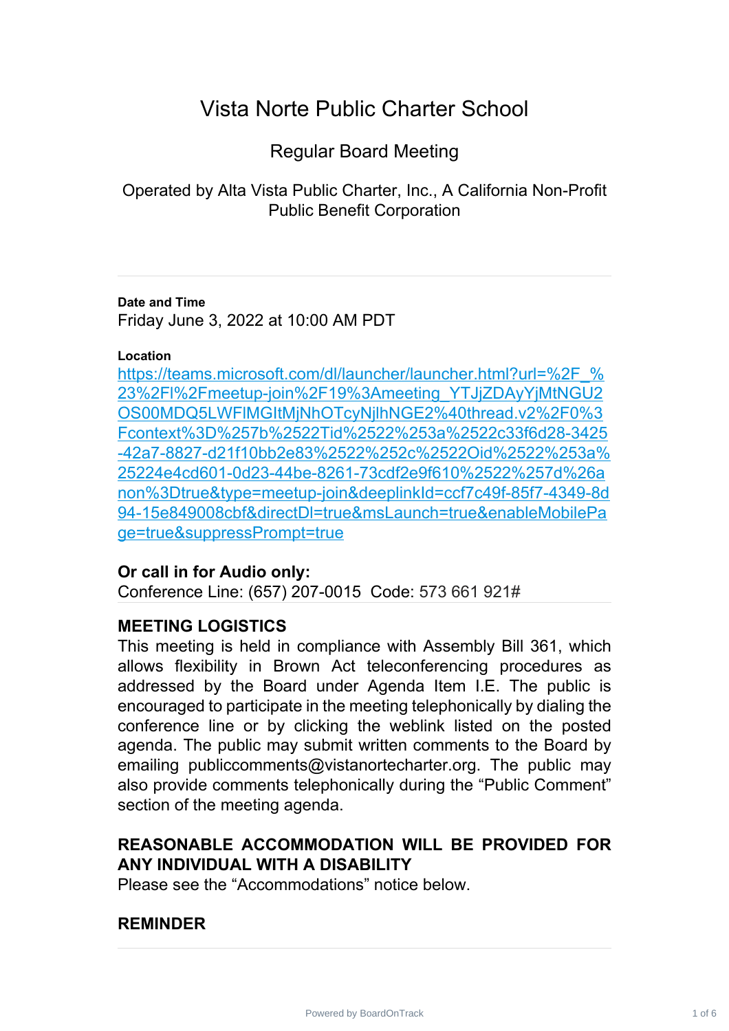# Vista Norte Public Charter School

## Regular Board Meeting

Operated by Alta Vista Public Charter, Inc., A California Non-Profit Public Benefit Corporation

---

**Date and Time**

Friday June 3, 2022 at 10:00 AM PDT

**Location**

https://teams.microsoft.com/dl/launcher/launcher.html?url=%2F_%23%2Fl%2Fmeetup-join%2F19%3Ameeting_YTJjZDAyYjMtNGU2OS00MDQ5LWFlMGItMjNhOTcyNjlhNGE2%40thread.v2%2F0%3Fcontext%3D%257b%2522Tid%2522%253a%2522c33f6d28-3425-42a7-8827-d21f10bb2e83%2522%252c%2522Oid%2522%253a%25224e4cd601-0d23-44be-8261-73cdf2e9f610%2522%257d%26anon%3Dtrue&type=meetup-join&deeplinkId=ccf7c49f-85f7-4349-8d94-15e849008cbf&directDl=true&msLaunch=true&enableMobilePage=true&suppressPrompt=true

**Or call in for Audio only:**

Conference Line: (657) 207-0015 Code: 573 661 921#

---

**MEETING LOGISTICS**

This meeting is held in compliance with Assembly Bill 361, which allows flexibility in Brown Act teleconferencing procedures as addressed by the Board under Agenda Item I.E. The public is encouraged to participate in the meeting telephonically by dialing the conference line or by clicking the weblink listed on the posted agenda. The public may submit written comments to the Board by emailing publiccomments@vistanortecharter.org. The public may also provide comments telephonically during the "Public Comment" section of the meeting agenda.

**REASONABLE ACCOMMODATION WILL BE PROVIDED FOR ANY INDIVIDUAL WITH A DISABILITY**

Please see the "Accommodations" notice below.

**REMINDER**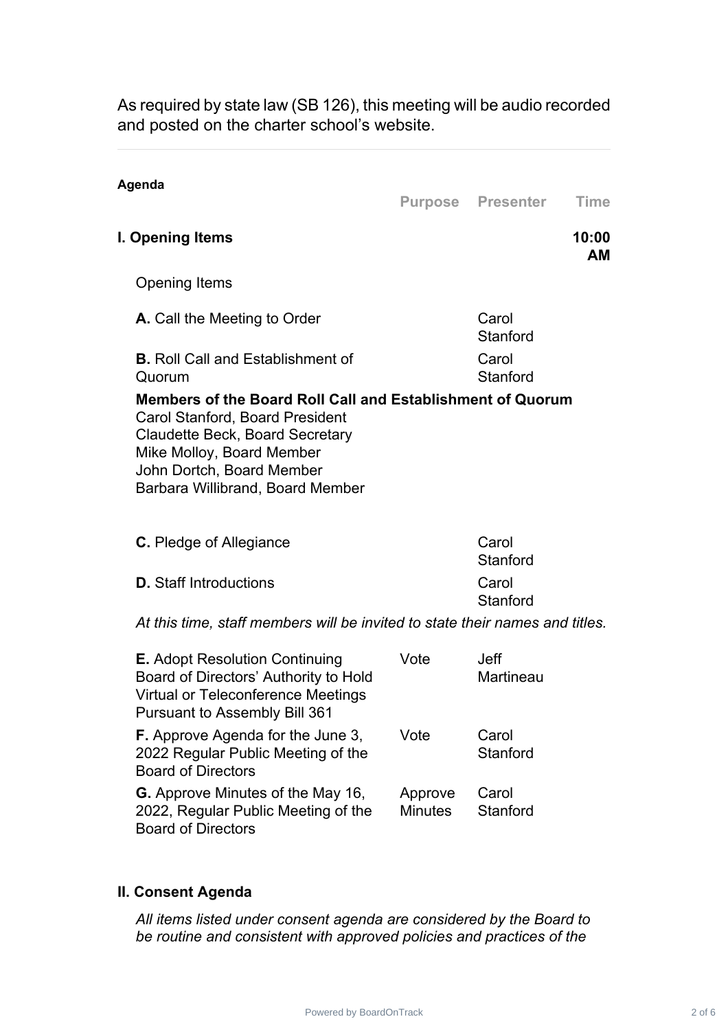As required by state law (SB 126), this meeting will be audio recorded and posted on the charter school's website.

---

**Agenda**

| | Purpose | Presenter | Time |
|---|---|---|---|
| **I. Opening Items** | | | **10:00 AM** |

Opening Items

| | Purpose | Presenter | Time |
|---|---|---|---|
| **A.** Call the Meeting to Order | | Carol Stanford | |
| **B.** Roll Call and Establishment of Quorum | | Carol Stanford | |

**Members of the Board Roll Call and Establishment of Quorum**
Carol Stanford, Board President
Claudette Beck, Board Secretary
Mike Molloy, Board Member
John Dortch, Board Member
Barbara Willibrand, Board Member

| | Purpose | Presenter | Time |
|---|---|---|---|
| **C.** Pledge of Allegiance | | Carol Stanford | |
| **D.** Staff Introductions | | Carol Stanford | |

*At this time, staff members will be invited to state their names and titles.*

| | Purpose | Presenter | Time |
|---|---|---|---|
| **E.** Adopt Resolution Continuing Board of Directors' Authority to Hold Virtual or Teleconference Meetings Pursuant to Assembly Bill 361 | Vote | Jeff Martineau | |
| **F.** Approve Agenda for the June 3, 2022 Regular Public Meeting of the Board of Directors | Vote | Carol Stanford | |
| **G.** Approve Minutes of the May 16, 2022, Regular Public Meeting of the Board of Directors | Approve Minutes | Carol Stanford | |

**II. Consent Agenda**

*All items listed under consent agenda are considered by the Board to be routine and consistent with approved policies and practices of the*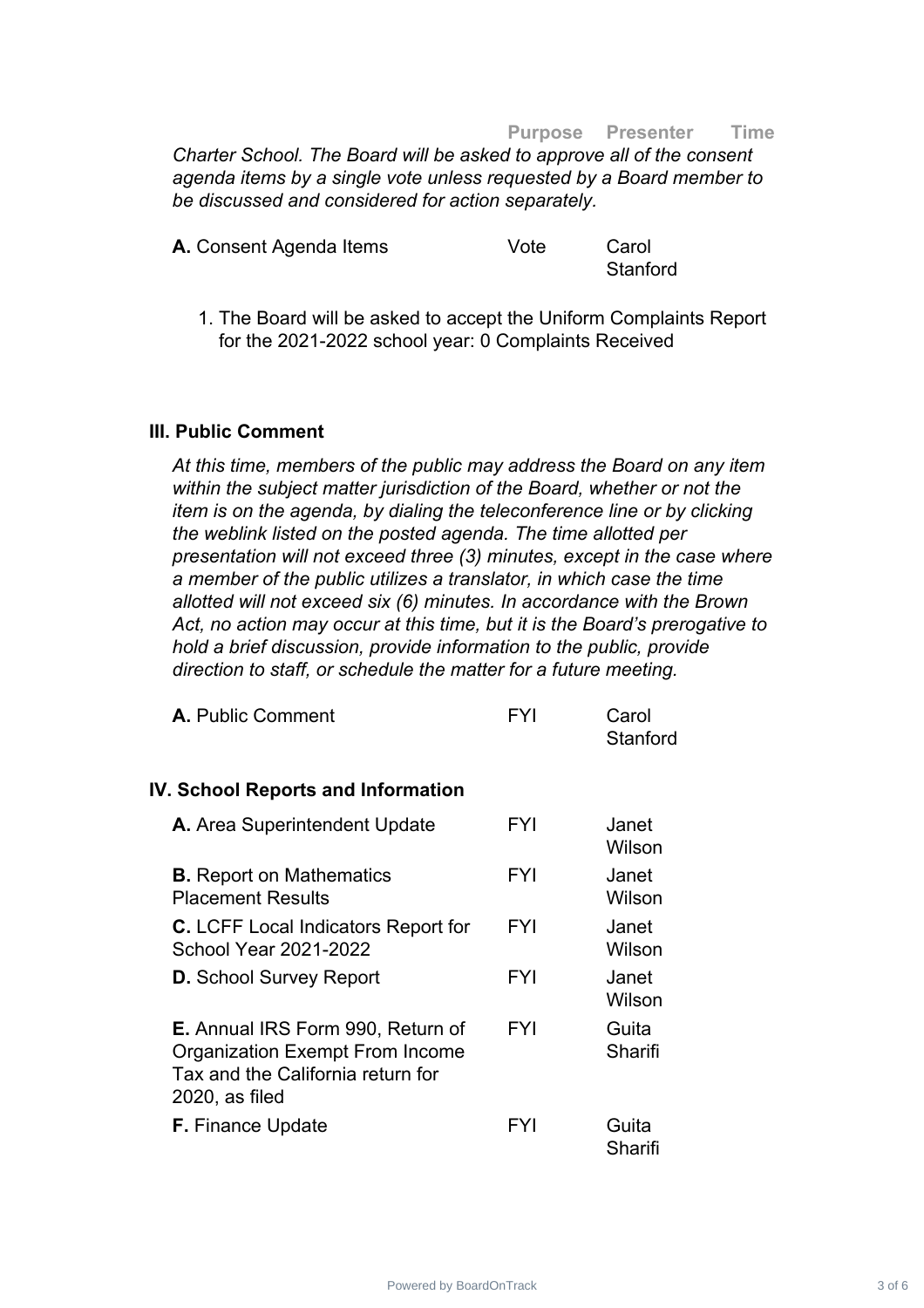| | Purpose | Presenter | Time |
|---|---|---|---|

*Charter School. The Board will be asked to approve all of the consent agenda items by a single vote unless requested by a Board member to be discussed and considered for action separately.*

| | Purpose | Presenter | Time |
|---|---|---|---|
| **A.** Consent Agenda Items | Vote | Carol Stanford | |

1. The Board will be asked to accept the Uniform Complaints Report for the 2021-2022 school year: 0 Complaints Received

### III. Public Comment

*At this time, members of the public may address the Board on any item within the subject matter jurisdiction of the Board, whether or not the item is on the agenda, by dialing the teleconference line or by clicking the weblink listed on the posted agenda. The time allotted per presentation will not exceed three (3) minutes, except in the case where a member of the public utilizes a translator, in which case the time allotted will not exceed six (6) minutes. In accordance with the Brown Act, no action may occur at this time, but it is the Board's prerogative to hold a brief discussion, provide information to the public, provide direction to staff, or schedule the matter for a future meeting.*

| | Purpose | Presenter | Time |
|---|---|---|---|
| **A.** Public Comment | FYI | Carol Stanford | |

### IV. School Reports and Information

| | Purpose | Presenter | Time |
|---|---|---|---|
| **A.** Area Superintendent Update | FYI | Janet Wilson | |
| **B.** Report on Mathematics Placement Results | FYI | Janet Wilson | |
| **C.** LCFF Local Indicators Report for School Year 2021-2022 | FYI | Janet Wilson | |
| **D.** School Survey Report | FYI | Janet Wilson | |
| **E.** Annual IRS Form 990, Return of Organization Exempt From Income Tax and the California return for 2020, as filed | FYI | Guita Sharifi | |
| **F.** Finance Update | FYI | Guita Sharifi | |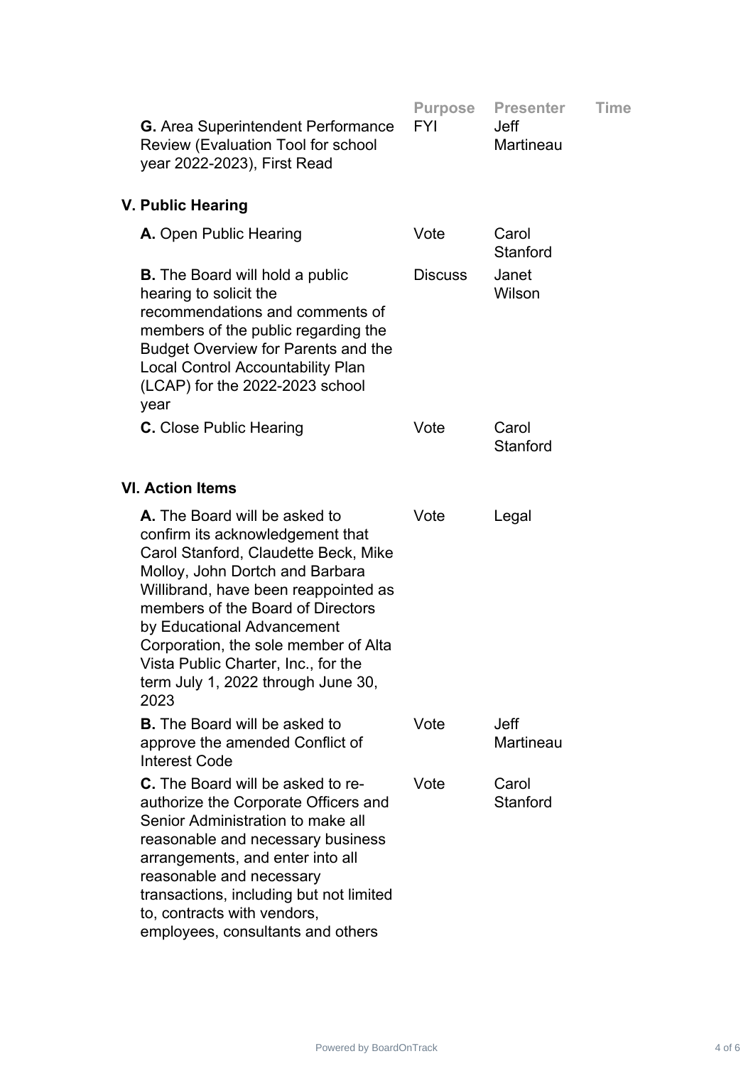| | Purpose | Presenter | Time |
|---|---|---|---|
| **G.** Area Superintendent Performance Review (Evaluation Tool for school year 2022-2023), First Read | FYI | Jeff Martineau | |

## V. Public Hearing

| | Purpose | Presenter | Time |
|---|---|---|---|
| **A.** Open Public Hearing | Vote | Carol Stanford | |
| **B.** The Board will hold a public hearing to solicit the recommendations and comments of members of the public regarding the Budget Overview for Parents and the Local Control Accountability Plan (LCAP) for the 2022-2023 school year | Discuss | Janet Wilson | |
| **C.** Close Public Hearing | Vote | Carol Stanford | |

## VI. Action Items

| | Purpose | Presenter | Time |
|---|---|---|---|
| **A.** The Board will be asked to confirm its acknowledgement that Carol Stanford, Claudette Beck, Mike Molloy, John Dortch and Barbara Willibrand, have been reappointed as members of the Board of Directors by Educational Advancement Corporation, the sole member of Alta Vista Public Charter, Inc., for the term July 1, 2022 through June 30, 2023 | Vote | Legal | |
| **B.** The Board will be asked to approve the amended Conflict of Interest Code | Vote | Jeff Martineau | |
| **C.** The Board will be asked to re-authorize the Corporate Officers and Senior Administration to make all reasonable and necessary business arrangements, and enter into all reasonable and necessary transactions, including but not limited to, contracts with vendors, employees, consultants and others | Vote | Carol Stanford | |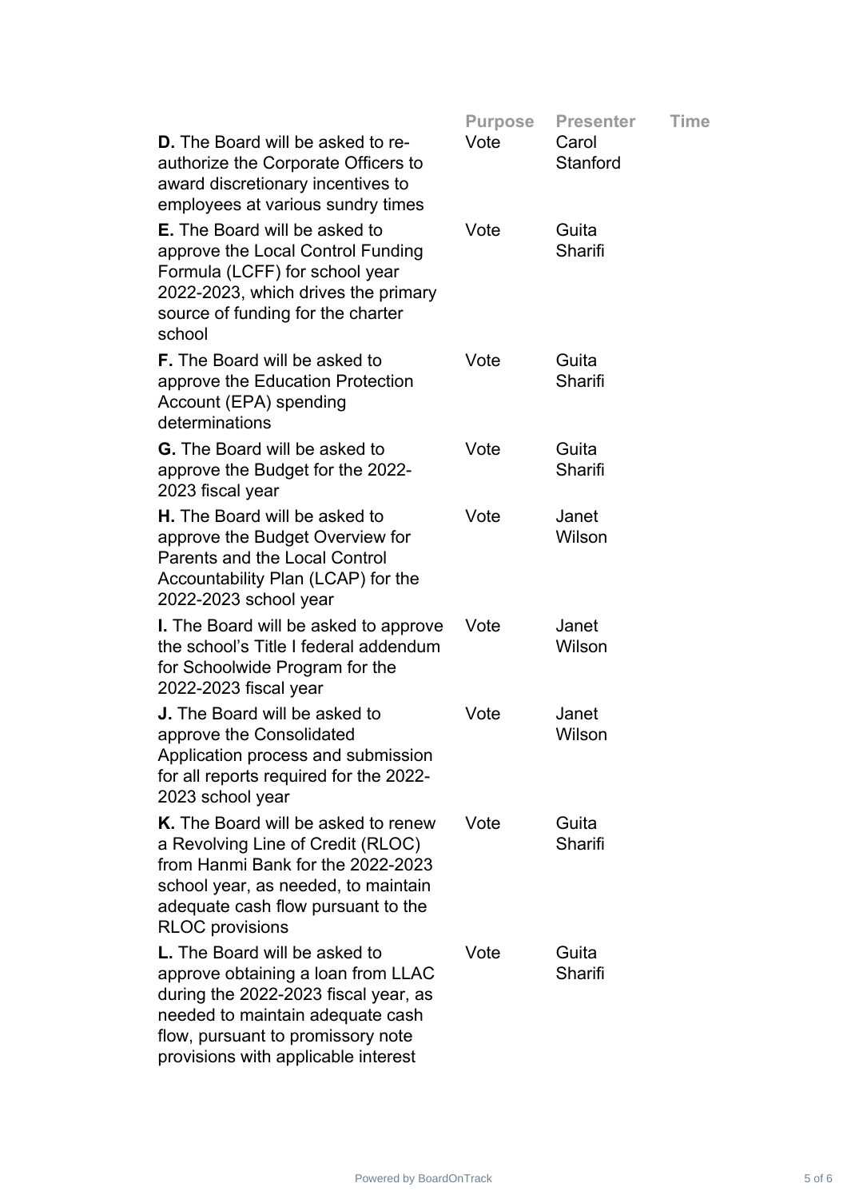| | Purpose | Presenter | Time |
|---|---|---|---|
| **D.** The Board will be asked to re-authorize the Corporate Officers to award discretionary incentives to employees at various sundry times | Vote | Carol Stanford | |
| **E.** The Board will be asked to approve the Local Control Funding Formula (LCFF) for school year 2022-2023, which drives the primary source of funding for the charter school | Vote | Guita Sharifi | |
| **F.** The Board will be asked to approve the Education Protection Account (EPA) spending determinations | Vote | Guita Sharifi | |
| **G.** The Board will be asked to approve the Budget for the 2022-2023 fiscal year | Vote | Guita Sharifi | |
| **H.** The Board will be asked to approve the Budget Overview for Parents and the Local Control Accountability Plan (LCAP) for the 2022-2023 school year | Vote | Janet Wilson | |
| **I.** The Board will be asked to approve the school's Title I federal addendum for Schoolwide Program for the 2022-2023 fiscal year | Vote | Janet Wilson | |
| **J.** The Board will be asked to approve the Consolidated Application process and submission for all reports required for the 2022-2023 school year | Vote | Janet Wilson | |
| **K.** The Board will be asked to renew a Revolving Line of Credit (RLOC) from Hanmi Bank for the 2022-2023 school year, as needed, to maintain adequate cash flow pursuant to the RLOC provisions | Vote | Guita Sharifi | |
| **L.** The Board will be asked to approve obtaining a loan from LLAC during the 2022-2023 fiscal year, as needed to maintain adequate cash flow, pursuant to promissory note provisions with applicable interest | Vote | Guita Sharifi | |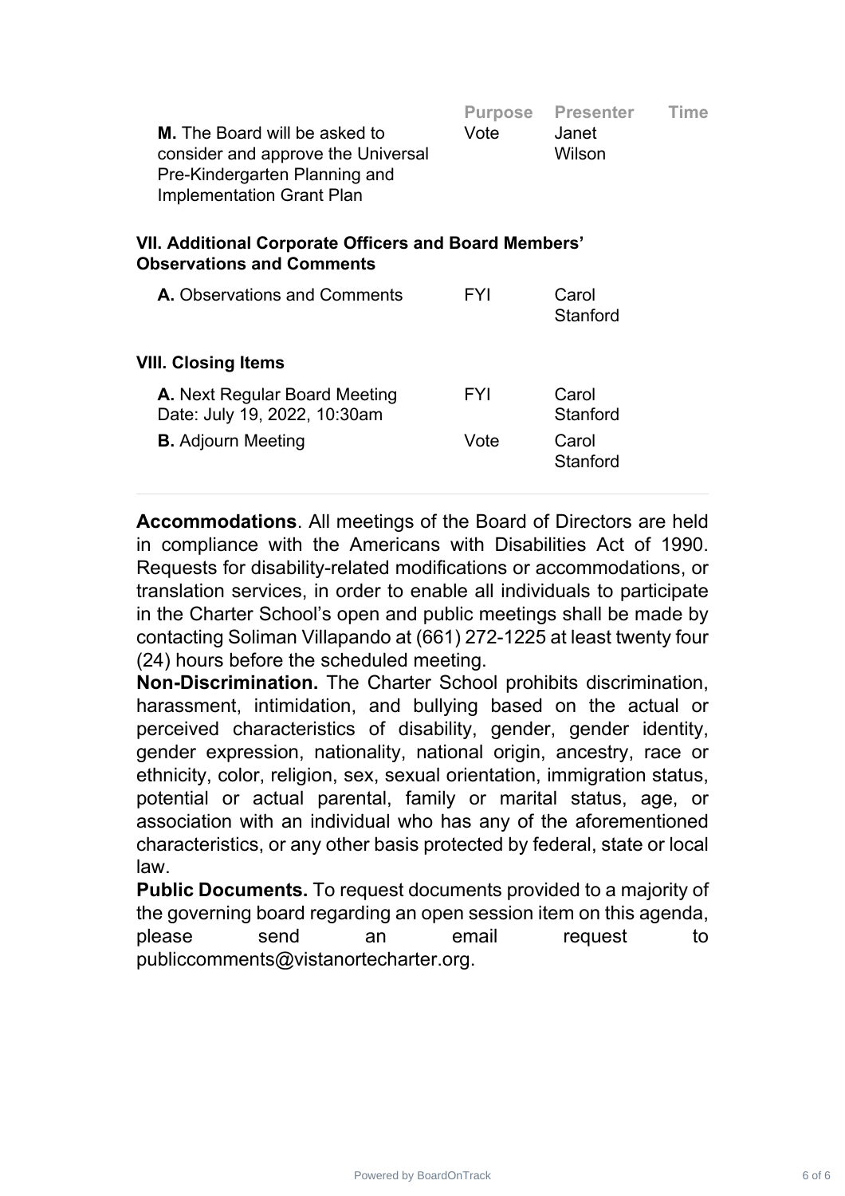| | Purpose | Presenter | Time |
|---|---|---|---|
| **M.** The Board will be asked to consider and approve the Universal Pre-Kindergarten Planning and Implementation Grant Plan | Vote | Janet Wilson | |

### VII. Additional Corporate Officers and Board Members' Observations and Comments

| | | | |
|---|---|---|---|
| **A.** Observations and Comments | FYI | Carol Stanford | |

### VIII. Closing Items

| | | | |
|---|---|---|---|
| **A.** Next Regular Board Meeting Date: July 19, 2022, 10:30am | FYI | Carol Stanford | |
| **B.** Adjourn Meeting | Vote | Carol Stanford | |

---

**Accommodations**. All meetings of the Board of Directors are held in compliance with the Americans with Disabilities Act of 1990. Requests for disability-related modifications or accommodations, or translation services, in order to enable all individuals to participate in the Charter School's open and public meetings shall be made by contacting Soliman Villapando at (661) 272-1225 at least twenty four (24) hours before the scheduled meeting.

**Non-Discrimination.** The Charter School prohibits discrimination, harassment, intimidation, and bullying based on the actual or perceived characteristics of disability, gender, gender identity, gender expression, nationality, national origin, ancestry, race or ethnicity, color, religion, sex, sexual orientation, immigration status, potential or actual parental, family or marital status, age, or association with an individual who has any of the aforementioned characteristics, or any other basis protected by federal, state or local law.

**Public Documents.** To request documents provided to a majority of the governing board regarding an open session item on this agenda, please send an email request to publiccomments@vistanortecharter.org.